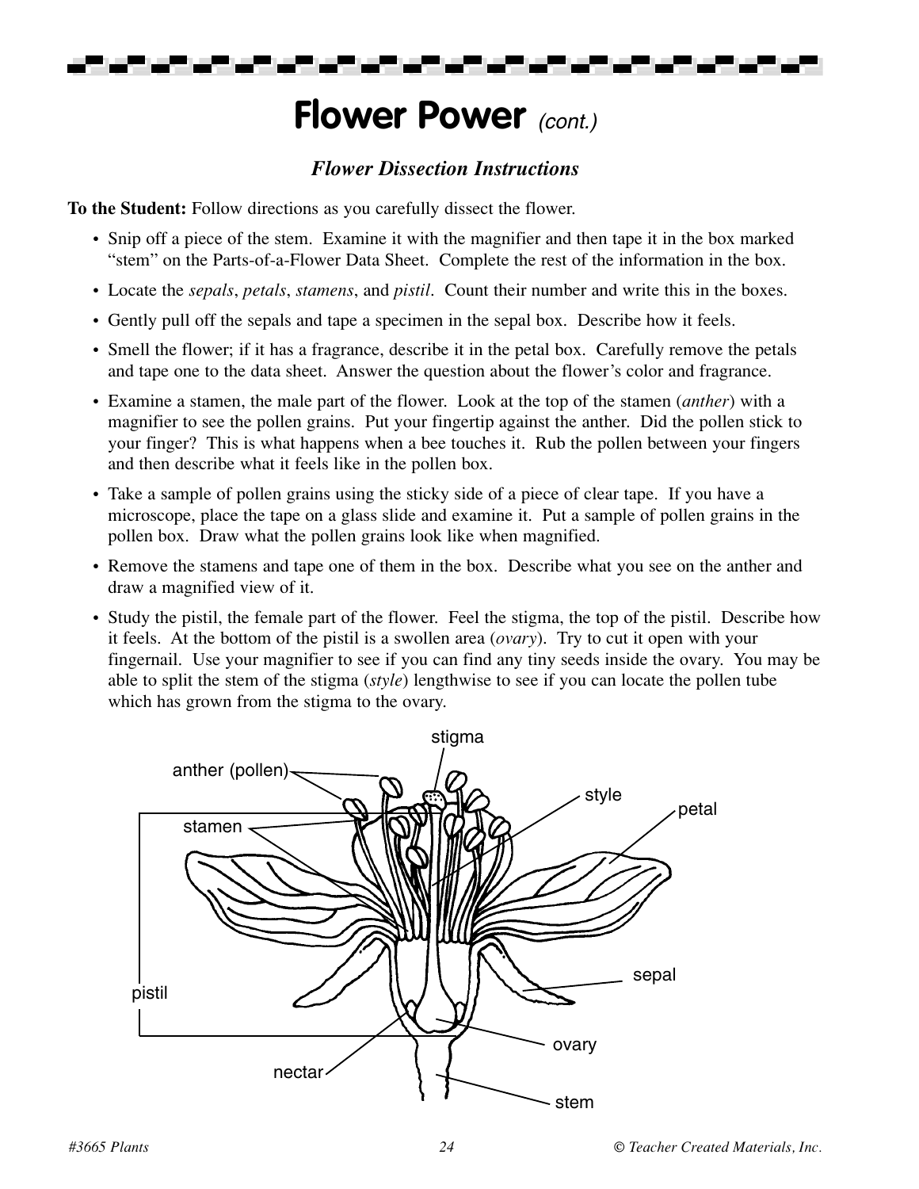# Flower Power *(cont.)*

### *Flower Dissection Instructions*

**To the Student:** Follow directions as you carefully dissect the flower.

- Snip off a piece of the stem. Examine it with the magnifier and then tape it in the box marked "stem" on the Parts-of-a-Flower Data Sheet. Complete the rest of the information in the box.
- Locate the *sepals*, *petals*, *stamens*, and *pistil*. Count their number and write this in the boxes.
- Gently pull off the sepals and tape a specimen in the sepal box. Describe how it feels.
- Smell the flower; if it has a fragrance, describe it in the petal box. Carefully remove the petals and tape one to the data sheet. Answer the question about the flower's color and fragrance.
- Examine a stamen, the male part of the flower. Look at the top of the stamen (*anther*) with a magnifier to see the pollen grains. Put your fingertip against the anther. Did the pollen stick to your finger? This is what happens when a bee touches it. Rub the pollen between your fingers and then describe what it feels like in the pollen box.
- Take a sample of pollen grains using the sticky side of a piece of clear tape. If you have a microscope, place the tape on a glass slide and examine it. Put a sample of pollen grains in the pollen box. Draw what the pollen grains look like when magnified.
- Remove the stamens and tape one of them in the box. Describe what you see on the anther and draw a magnified view of it.
- Study the pistil, the female part of the flower. Feel the stigma, the top of the pistil. Describe how it feels. At the bottom of the pistil is a swollen area (*ovary*). Try to cut it open with your fingernail. Use your magnifier to see if you can find any tiny seeds inside the ovary. You may be able to split the stem of the stigma (*style*) lengthwise to see if you can locate the pollen tube which has grown from the stigma to the ovary.

stigma
anther (pollen)
style
petal
stamen
sepal
pistil
ovary
nectar
stem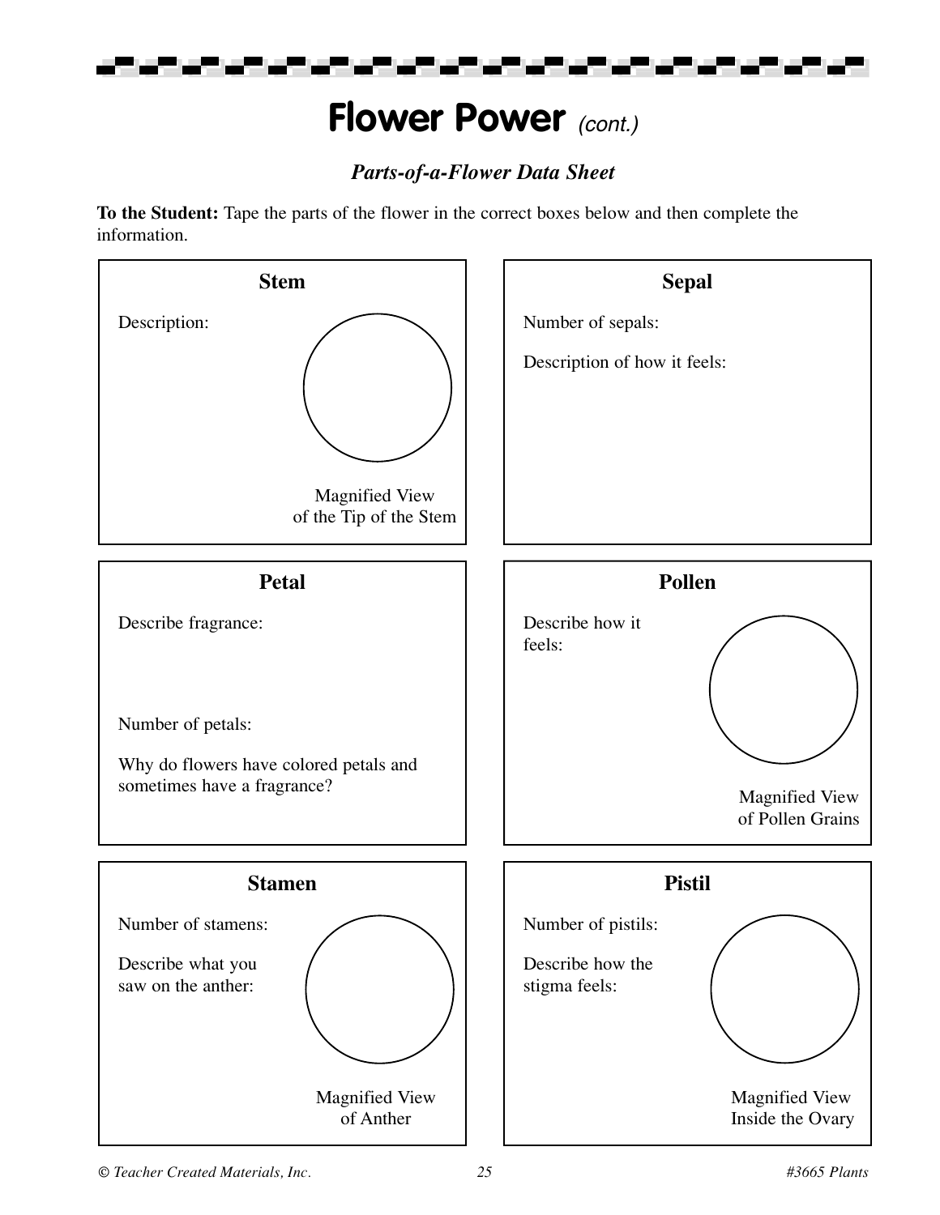# Flower Power *(cont.)*

## *Parts-of-a-Flower Data Sheet*

**To the Student:** Tape the parts of the flower in the correct boxes below and then complete the information.

### Stem

Description:

Magnified View of the Tip of the Stem

### Sepal

Number of sepals:

Description of how it feels:

### Petal

Describe fragrance:

Number of petals:

Why do flowers have colored petals and sometimes have a fragrance?

### Pollen

Describe how it feels:

Magnified View of Pollen Grains

### Stamen

Number of stamens:

Describe what you saw on the anther:

Magnified View of Anther

### Pistil

Number of pistils:

Describe how the stigma feels:

Magnified View Inside the Ovary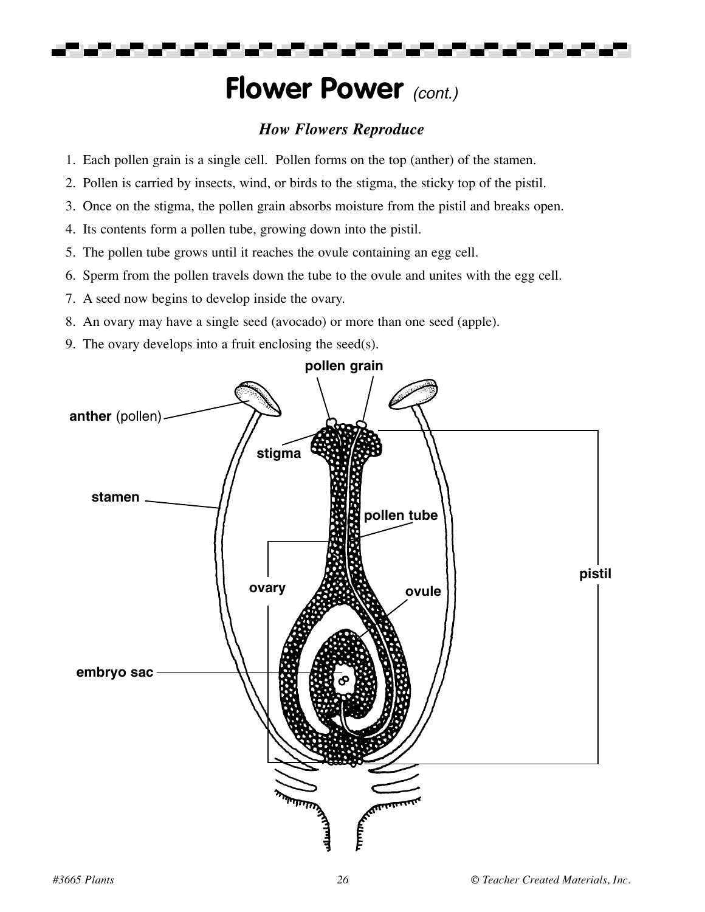# Flower Power *(cont.)*

### *How Flowers Reproduce*

1. Each pollen grain is a single cell. Pollen forms on the top (anther) of the stamen.
2. Pollen is carried by insects, wind, or birds to the stigma, the sticky top of the pistil.
3. Once on the stigma, the pollen grain absorbs moisture from the pistil and breaks open.
4. Its contents form a pollen tube, growing down into the pistil.
5. The pollen tube grows until it reaches the ovule containing an egg cell.
6. Sperm from the pollen travels down the tube to the ovule and unites with the egg cell.
7. A seed now begins to develop inside the ovary.
8. An ovary may have a single seed (avocado) or more than one seed (apple).
9. The ovary develops into a fruit enclosing the seed(s).

pollen grain

anther (pollen)

stigma

stamen

pollen tube

ovary

ovule

pistil

embryo sac